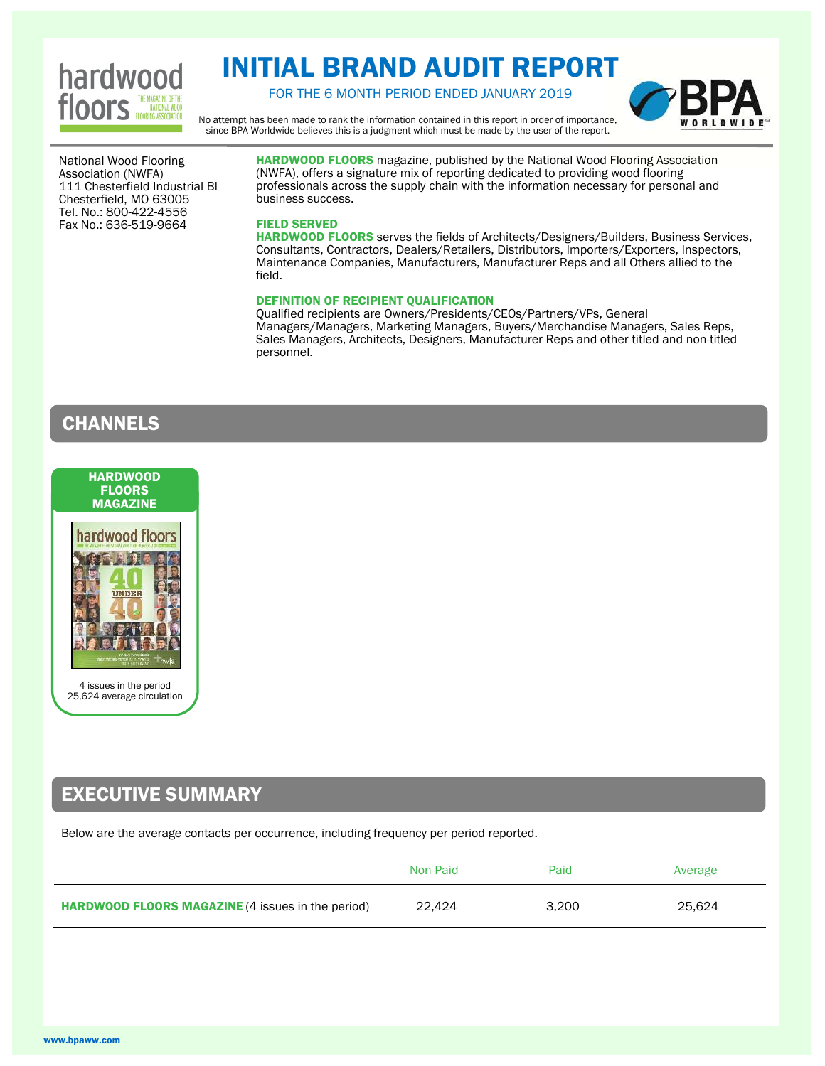# INITIAL BRAND AUDIT REPORT

FOR THE 6 MONTH PERIOD ENDED JANUARY 2019

No attempt has been made to rank the information contained in this report in order of importance, since BPA Worldwide believes this is a judgment which must be made by the user of the report.

National Wood Flooring Association (NWFA)
111 Chesterfield Industrial Bl
Chesterfield, MO 63005
Tel. No.: 800-422-4556
Fax No.: 636-519-9664

**HARDWOOD FLOORS** magazine, published by the National Wood Flooring Association (NWFA), offers a signature mix of reporting dedicated to providing wood flooring professionals across the supply chain with the information necessary for personal and business success.

**FIELD SERVED**

**HARDWOOD FLOORS** serves the fields of Architects/Designers/Builders, Business Services, Consultants, Contractors, Dealers/Retailers, Distributors, Importers/Exporters, Inspectors, Maintenance Companies, Manufacturers, Manufacturer Reps and all Others allied to the field.

**DEFINITION OF RECIPIENT QUALIFICATION**

Qualified recipients are Owners/Presidents/CEOs/Partners/VPs, General Managers/Managers, Marketing Managers, Buyers/Merchandise Managers, Sales Reps, Sales Managers, Architects, Designers, Manufacturer Reps and other titled and non-titled personnel.

## CHANNELS

**HARDWOOD FLOORS MAGAZINE**

4 issues in the period
25,624 average circulation

## EXECUTIVE SUMMARY

Below are the average contacts per occurrence, including frequency per period reported.

| | Non-Paid | Paid | Average |
|---|---|---|---|
| **HARDWOOD FLOORS MAGAZINE** (4 issues in the period) | 22,424 | 3,200 | 25,624 |

www.bpaww.com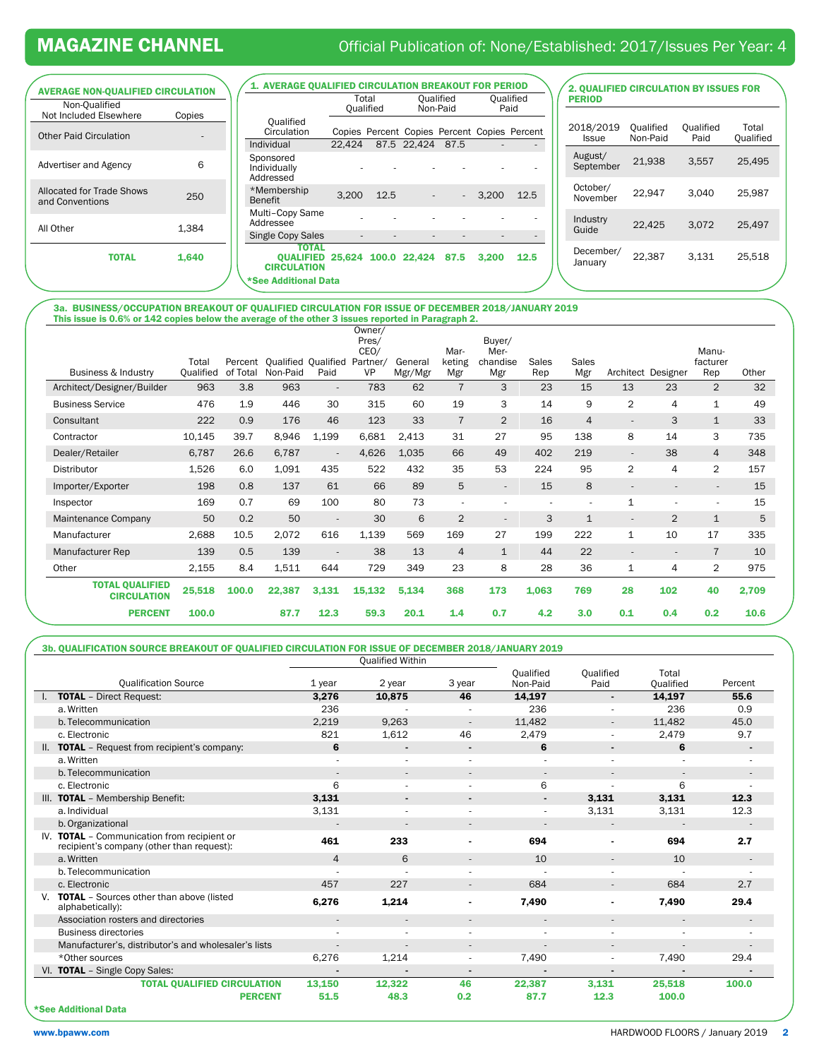# MAGAZINE CHANNEL

Official Publication of: None/Established: 2017/Issues Per Year: 4

## AVERAGE NON-QUALIFIED CIRCULATION

| Non-Qualified Not Included Elsewhere | Copies |
|---|---|
| Other Paid Circulation | - |
| Advertiser and Agency | 6 |
| Allocated for Trade Shows and Conventions | 250 |
| All Other | 1,384 |
| **TOTAL** | **1,640** |

## 1. AVERAGE QUALIFIED CIRCULATION BREAKOUT FOR PERIOD

| Qualified Circulation | Total Qualified | | Qualified Non-Paid | | Qualified Paid | |
|---|---|---|---|---|---|---|
| | Copies | Percent | Copies | Percent | Copies | Percent |
| Individual | 22,424 | 87.5 | 22,424 | 87.5 | - | - |
| Sponsored Individually Addressed | - | - | - | - | - | - |
| *Membership Benefit | 3,200 | 12.5 | - | - | 3,200 | 12.5 |
| Multi–Copy Same Addressee | - | - | - | - | - | - |
| Single Copy Sales | - | - | - | - | - | - |
| **TOTAL QUALIFIED CIRCULATION** | **25,624** | **100.0** | **22,424** | **87.5** | **3,200** | **12.5** |

*See Additional Data

## 2. QUALIFIED CIRCULATION BY ISSUES FOR PERIOD

| 2018/2019 Issue | Qualified Non-Paid | Qualified Paid | Total Qualified |
|---|---|---|---|
| August/ September | 21,938 | 3,557 | 25,495 |
| October/ November | 22,947 | 3,040 | 25,987 |
| Industry Guide | 22,425 | 3,072 | 25,497 |
| December/ January | 22,387 | 3,131 | 25,518 |

## 3a. BUSINESS/OCCUPATION BREAKOUT OF QUALIFIED CIRCULATION FOR ISSUE OF DECEMBER 2018/JANUARY 2019

This issue is 0.6% or 142 copies below the average of the other 3 issues reported in Paragraph 2.

| Business & Industry | Total Qualified | Percent of Total | Qualified Non-Paid | Qualified Paid | Owner/ Pres/ CEO/ Partner/ VP | General Mgr/Mgr | Mar-keting Mgr | Buyer/ Mer-chandise Mgr | Sales Rep | Sales Mgr | Architect | Designer | Manu-facturer Rep | Other |
|---|---|---|---|---|---|---|---|---|---|---|---|---|---|---|
| Architect/Designer/Builder | 963 | 3.8 | 963 | - | 783 | 62 | 7 | 3 | 23 | 15 | 13 | 23 | 2 | 32 |
| Business Service | 476 | 1.9 | 446 | 30 | 315 | 60 | 19 | 3 | 14 | 9 | 2 | 4 | 1 | 49 |
| Consultant | 222 | 0.9 | 176 | 46 | 123 | 33 | 7 | 2 | 16 | 4 | - | 3 | 1 | 33 |
| Contractor | 10,145 | 39.7 | 8,946 | 1,199 | 6,681 | 2,413 | 31 | 27 | 95 | 138 | 8 | 14 | 3 | 735 |
| Dealer/Retailer | 6,787 | 26.6 | 6,787 | - | 4,626 | 1,035 | 66 | 49 | 402 | 219 | - | 38 | 4 | 348 |
| Distributor | 1,526 | 6.0 | 1,091 | 435 | 522 | 432 | 35 | 53 | 224 | 95 | 2 | 4 | 2 | 157 |
| Importer/Exporter | 198 | 0.8 | 137 | 61 | 66 | 89 | 5 | - | 15 | 8 | - | - | - | 15 |
| Inspector | 169 | 0.7 | 69 | 100 | 80 | 73 | - | - | - | - | 1 | - | - | 15 |
| Maintenance Company | 50 | 0.2 | 50 | - | 30 | 6 | 2 | - | 3 | 1 | - | 2 | 1 | 5 |
| Manufacturer | 2,688 | 10.5 | 2,072 | 616 | 1,139 | 569 | 169 | 27 | 199 | 222 | 1 | 10 | 17 | 335 |
| Manufacturer Rep | 139 | 0.5 | 139 | - | 38 | 13 | 4 | 1 | 44 | 22 | - | - | 7 | 10 |
| Other | 2,155 | 8.4 | 1,511 | 644 | 729 | 349 | 23 | 8 | 28 | 36 | 1 | 4 | 2 | 975 |
| **TOTAL QUALIFIED CIRCULATION** | **25,518** | **100.0** | **22,387** | **3,131** | **15,132** | **5,134** | **368** | **173** | **1,063** | **769** | **28** | **102** | **40** | **2,709** |
| **PERCENT** | **100.0** | | **87.7** | **12.3** | **59.3** | **20.1** | **1.4** | **0.7** | **4.2** | **3.0** | **0.1** | **0.4** | **0.2** | **10.6** |

## 3b. QUALIFICATION SOURCE BREAKOUT OF QUALIFIED CIRCULATION FOR ISSUE OF DECEMBER 2018/JANUARY 2019

| Qualification Source | Qualified Within 1 year | Qualified Within 2 year | Qualified Within 3 year | Qualified Non-Paid | Qualified Paid | Total Qualified | Percent |
|---|---|---|---|---|---|---|---|
| I. **TOTAL** – Direct Request: | **3,276** | **10,875** | **46** | **14,197** | **-** | **14,197** | **55.6** |
| a. Written | 236 | - | - | 236 | - | 236 | 0.9 |
| b. Telecommunication | 2,219 | 9,263 | - | 11,482 | - | 11,482 | 45.0 |
| c. Electronic | 821 | 1,612 | 46 | 2,479 | - | 2,479 | 9.7 |
| II. **TOTAL** – Request from recipient's company: | **6** | **-** | **-** | **6** | **-** | **6** | **-** |
| a. Written | - | - | - | - | - | - | - |
| b. Telecommunication | - | - | - | - | - | - | - |
| c. Electronic | 6 | - | - | 6 | - | 6 | - |
| III. **TOTAL** – Membership Benefit: | **3,131** | **-** | **-** | **-** | **3,131** | **3,131** | **12.3** |
| a. Individual | 3,131 | - | - | - | 3,131 | 3,131 | 12.3 |
| b. Organizational | - | - | - | - | - | - | - |
| IV. **TOTAL** – Communication from recipient or recipient's company (other than request): | **461** | **233** | **-** | **694** | **-** | **694** | **2.7** |
| a. Written | 4 | 6 | - | 10 | - | 10 | - |
| b. Telecommunication | - | - | - | - | - | - | - |
| c. Electronic | 457 | 227 | - | 684 | - | 684 | 2.7 |
| V. **TOTAL** – Sources other than above (listed alphabetically): | **6,276** | **1,214** | **-** | **7,490** | **-** | **7,490** | **29.4** |
| Association rosters and directories | - | - | - | - | - | - | - |
| Business directories | - | - | - | - | - | - | - |
| Manufacturer's, distributor's and wholesaler's lists | - | - | - | - | - | - | - |
| *Other sources | 6,276 | 1,214 | - | 7,490 | - | 7,490 | 29.4 |
| VI. **TOTAL** – Single Copy Sales: | **-** | **-** | **-** | **-** | **-** | **-** | **-** |
| **TOTAL QUALIFIED CIRCULATION** | **13,150** | **12,322** | **46** | **22,387** | **3,131** | **25,518** | **100.0** |
| **PERCENT** | **51.5** | **48.3** | **0.2** | **87.7** | **12.3** | **100.0** | |

*See Additional Data

www.bpaww.com

HARDWOOD FLOORS / January 2019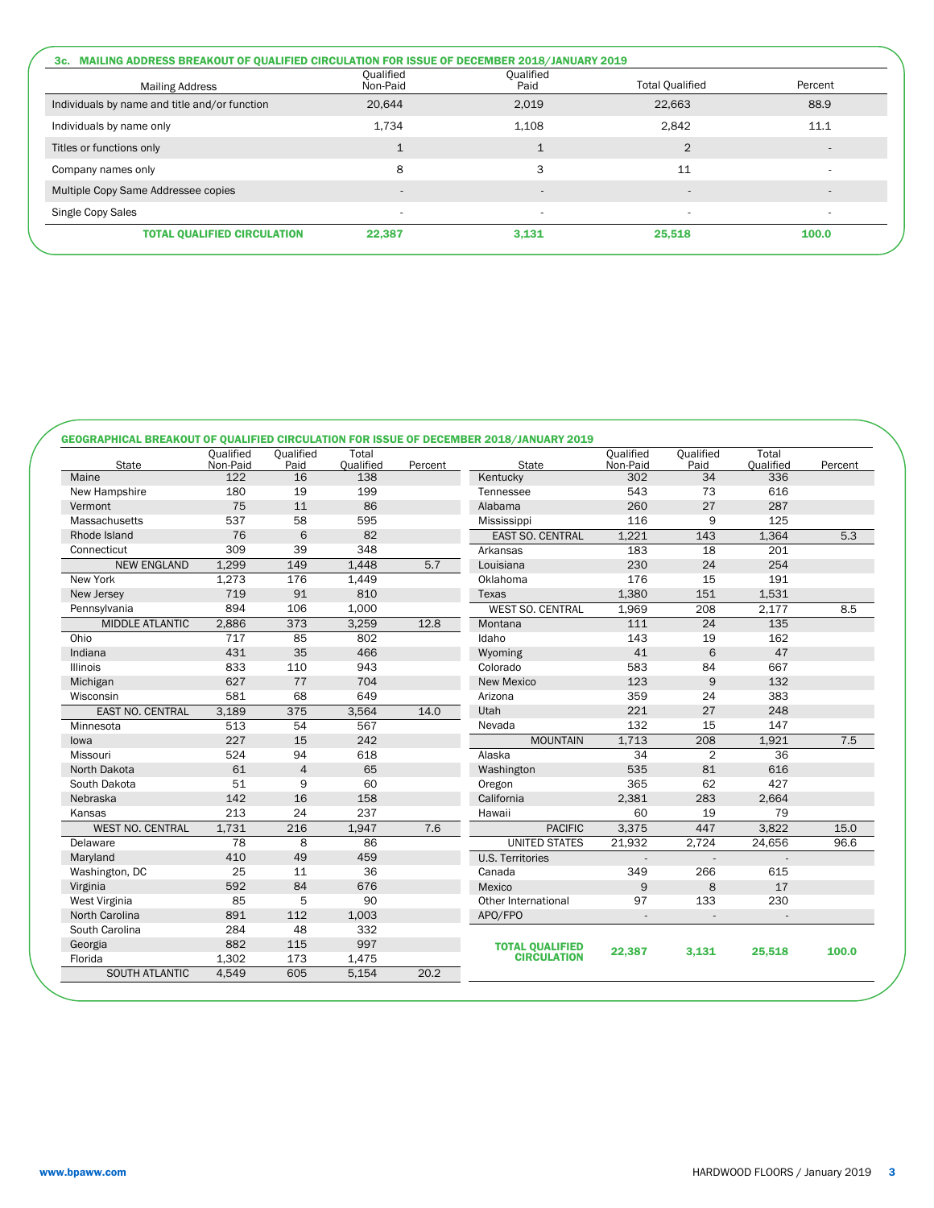## 3c. MAILING ADDRESS BREAKOUT OF QUALIFIED CIRCULATION FOR ISSUE OF DECEMBER 2018/JANUARY 2019

| Mailing Address | Qualified Non-Paid | Qualified Paid | Total Qualified | Percent |
|---|---|---|---|---|
| Individuals by name and title and/or function | 20,644 | 2,019 | 22,663 | 88.9 |
| Individuals by name only | 1,734 | 1,108 | 2,842 | 11.1 |
| Titles or functions only | 1 | 1 | 2 | - |
| Company names only | 8 | 3 | 11 | - |
| Multiple Copy Same Addressee copies | - | - | - | - |
| Single Copy Sales | - | - | - | - |
| **TOTAL QUALIFIED CIRCULATION** | **22,387** | **3,131** | **25,518** | **100.0** |

## GEOGRAPHICAL BREAKOUT OF QUALIFIED CIRCULATION FOR ISSUE OF DECEMBER 2018/JANUARY 2019

| State | Qualified Non-Paid | Qualified Paid | Total Qualified | Percent |
|---|---|---|---|---|
| Maine | 122 | 16 | 138 | |
| New Hampshire | 180 | 19 | 199 | |
| Vermont | 75 | 11 | 86 | |
| Massachusetts | 537 | 58 | 595 | |
| Rhode Island | 76 | 6 | 82 | |
| Connecticut | 309 | 39 | 348 | |
| NEW ENGLAND | 1,299 | 149 | 1,448 | 5.7 |
| New York | 1,273 | 176 | 1,449 | |
| New Jersey | 719 | 91 | 810 | |
| Pennsylvania | 894 | 106 | 1,000 | |
| MIDDLE ATLANTIC | 2,886 | 373 | 3,259 | 12.8 |
| Ohio | 717 | 85 | 802 | |
| Indiana | 431 | 35 | 466 | |
| Illinois | 833 | 110 | 943 | |
| Michigan | 627 | 77 | 704 | |
| Wisconsin | 581 | 68 | 649 | |
| EAST NO. CENTRAL | 3,189 | 375 | 3,564 | 14.0 |
| Minnesota | 513 | 54 | 567 | |
| Iowa | 227 | 15 | 242 | |
| Missouri | 524 | 94 | 618 | |
| North Dakota | 61 | 4 | 65 | |
| South Dakota | 51 | 9 | 60 | |
| Nebraska | 142 | 16 | 158 | |
| Kansas | 213 | 24 | 237 | |
| WEST NO. CENTRAL | 1,731 | 216 | 1,947 | 7.6 |
| Delaware | 78 | 8 | 86 | |
| Maryland | 410 | 49 | 459 | |
| Washington, DC | 25 | 11 | 36 | |
| Virginia | 592 | 84 | 676 | |
| West Virginia | 85 | 5 | 90 | |
| North Carolina | 891 | 112 | 1,003 | |
| South Carolina | 284 | 48 | 332 | |
| Georgia | 882 | 115 | 997 | |
| Florida | 1,302 | 173 | 1,475 | |
| SOUTH ATLANTIC | 4,549 | 605 | 5,154 | 20.2 |
| Kentucky | 302 | 34 | 336 | |
| Tennessee | 543 | 73 | 616 | |
| Alabama | 260 | 27 | 287 | |
| Mississippi | 116 | 9 | 125 | |
| EAST SO. CENTRAL | 1,221 | 143 | 1,364 | 5.3 |
| Arkansas | 183 | 18 | 201 | |
| Louisiana | 230 | 24 | 254 | |
| Oklahoma | 176 | 15 | 191 | |
| Texas | 1,380 | 151 | 1,531 | |
| WEST SO. CENTRAL | 1,969 | 208 | 2,177 | 8.5 |
| Montana | 111 | 24 | 135 | |
| Idaho | 143 | 19 | 162 | |
| Wyoming | 41 | 6 | 47 | |
| Colorado | 583 | 84 | 667 | |
| New Mexico | 123 | 9 | 132 | |
| Arizona | 359 | 24 | 383 | |
| Utah | 221 | 27 | 248 | |
| Nevada | 132 | 15 | 147 | |
| MOUNTAIN | 1,713 | 208 | 1,921 | 7.5 |
| Alaska | 34 | 2 | 36 | |
| Washington | 535 | 81 | 616 | |
| Oregon | 365 | 62 | 427 | |
| California | 2,381 | 283 | 2,664 | |
| Hawaii | 60 | 19 | 79 | |
| PACIFIC | 3,375 | 447 | 3,822 | 15.0 |
| UNITED STATES | 21,932 | 2,724 | 24,656 | 96.6 |
| U.S. Territories | - | - | - | |
| Canada | 349 | 266 | 615 | |
| Mexico | 9 | 8 | 17 | |
| Other International | 97 | 133 | 230 | |
| APO/FPO | - | - | - | |
| **TOTAL QUALIFIED CIRCULATION** | **22,387** | **3,131** | **25,518** | **100.0** |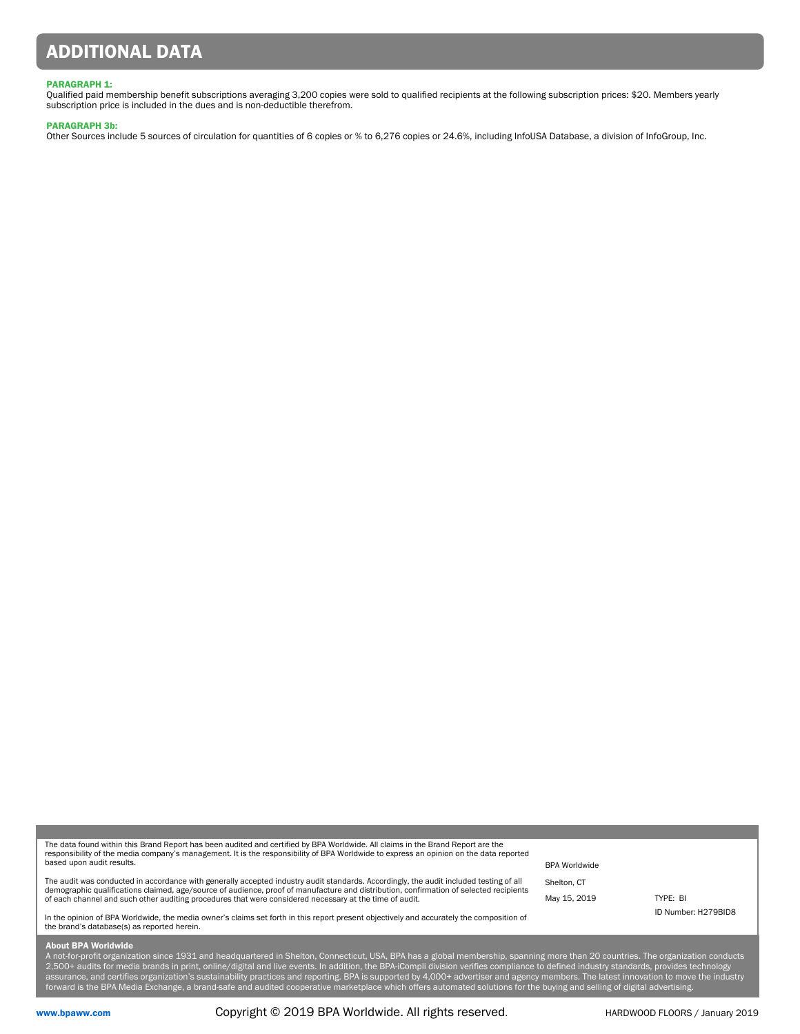## ADDITIONAL DATA

**PARAGRAPH 1:**

Qualified paid membership benefit subscriptions averaging 3,200 copies were sold to qualified recipients at the following subscription prices: $20. Members yearly subscription price is included in the dues and is non-deductible therefrom.

**PARAGRAPH 3b:**

Other Sources include 5 sources of circulation for quantities of 6 copies or % to 6,276 copies or 24.6%, including InfoUSA Database, a division of InfoGroup, Inc.

The data found within this Brand Report has been audited and certified by BPA Worldwide. All claims in the Brand Report are the responsibility of the media company's management. It is the responsibility of BPA Worldwide to express an opinion on the data reported based upon audit results.

The audit was conducted in accordance with generally accepted industry audit standards. Accordingly, the audit included testing of all demographic qualifications claimed, age/source of audience, proof of manufacture and distribution, confirmation of selected recipients of each channel and such other auditing procedures that were considered necessary at the time of audit.

In the opinion of BPA Worldwide, the media owner's claims set forth in this report present objectively and accurately the composition of the brand's database(s) as reported herein.

BPA Worldwide

Shelton, CT

May 15, 2019

TYPE: BI

ID Number: H279BID8

**About BPA Worldwide**

A not-for-profit organization since 1931 and headquartered in Shelton, Connecticut, USA, BPA has a global membership, spanning more than 20 countries. The organization conducts 2,500+ audits for media brands in print, online/digital and live events. In addition, the BPA-iCompli division verifies compliance to defined industry standards, provides technology assurance, and certifies organization's sustainability practices and reporting. BPA is supported by 4,000+ advertiser and agency members. The latest innovation to move the industry forward is the BPA Media Exchange, a brand-safe and audited cooperative marketplace which offers automated solutions for the buying and selling of digital advertising.

www.bpaww.com

Copyright © 2019 BPA Worldwide. All rights reserved.

HARDWOOD FLOORS / January 2019